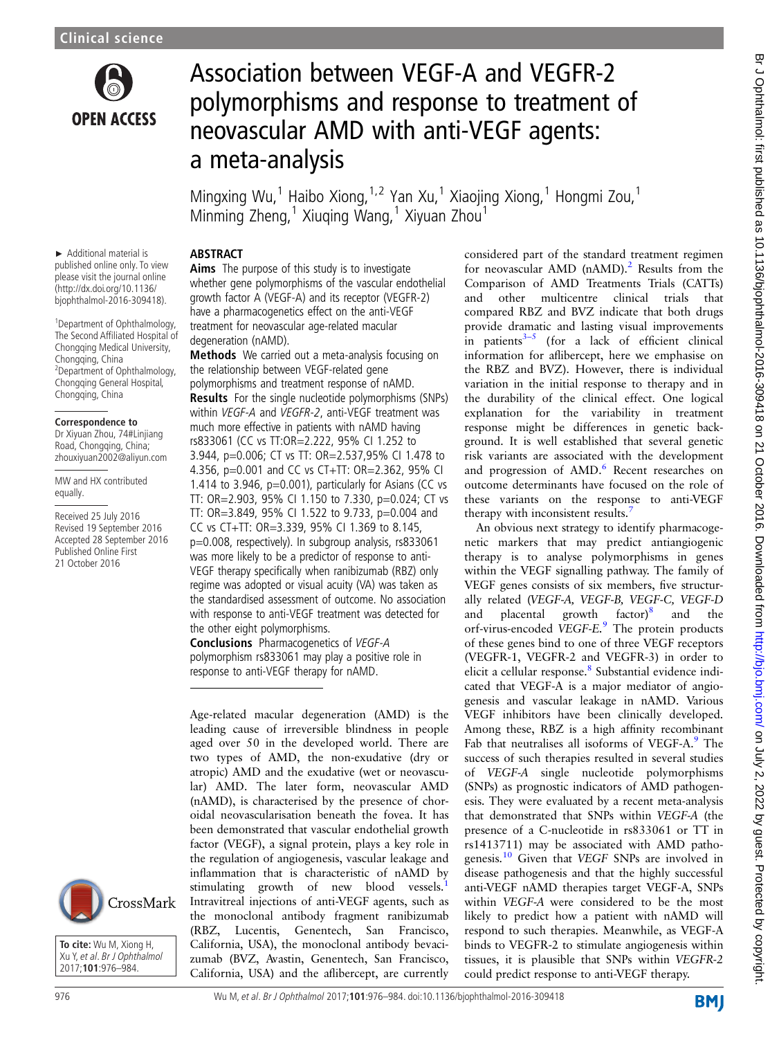Clinical science

# Association between VEGF-A and VEGFR-2 polymorphisms and response to treatment of neovascular AMD with anti-VEGF agents: a meta-analysis

Mingxing Wu,[1] Haibo Xiong,[1,2] Yan Xu,[1] Xiaojing Xiong,[1] Hongmi Zou,[1] Minming Zheng,[1] Xiuqing Wang,[1] Xiyuan Zhou[1]

► Additional material is published online only. To view please visit the journal online (http://dx.doi.org/10.1136/bjophthalmol-2016-309418).

[1]Department of Ophthalmology, The Second Affiliated Hospital of Chongqing Medical University, Chongqing, China
[2]Department of Ophthalmology, Chongqing General Hospital, Chongqing, China

**Correspondence to**
Dr Xiyuan Zhou, 74#Linjiang Road, Chongqing, China; zhouxiyuan2002@aliyun.com

MW and HX contributed equally.

Received 25 July 2016
Revised 19 September 2016
Accepted 28 September 2016
Published Online First 21 October 2016

**To cite:** Wu M, Xiong H, Xu Y, et al. Br J Ophthalmol 2017;101:976–984.

## ABSTRACT

**Aims** The purpose of this study is to investigate whether gene polymorphisms of the vascular endothelial growth factor A (VEGF-A) and its receptor (VEGFR-2) have a pharmacogenetics effect on the anti-VEGF treatment for neovascular age-related macular degeneration (nAMD).

**Methods** We carried out a meta-analysis focusing on the relationship between VEGF-related gene polymorphisms and treatment response of nAMD.

**Results** For the single nucleotide polymorphisms (SNPs) within *VEGF-A* and *VEGFR-2*, anti-VEGF treatment was much more effective in patients with nAMD having rs833061 (CC vs TT:OR=2.222, 95% CI 1.252 to 3.944, p=0.006; CT vs TT: OR=2.537,95% CI 1.478 to 4.356, p=0.001 and CC vs CT+TT: OR=2.362, 95% CI 1.414 to 3.946, p=0.001), particularly for Asians (CC vs TT: OR=2.903, 95% CI 1.150 to 7.330, p=0.024; CT vs TT: OR=3.849, 95% CI 1.522 to 9.733, p=0.004 and CC vs CT+TT: OR=3.339, 95% CI 1.369 to 8.145, p=0.008, respectively). In subgroup analysis, rs833061 was more likely to be a predictor of response to anti-VEGF therapy specifically when ranibizumab (RBZ) only regime was adopted or visual acuity (VA) was taken as the standardised assessment of outcome. No association with response to anti-VEGF treatment was detected for the other eight polymorphisms.

**Conclusions** Pharmacogenetics of *VEGF-A* polymorphism rs833061 may play a positive role in response to anti-VEGF therapy for nAMD.

Age-related macular degeneration (AMD) is the leading cause of irreversible blindness in people aged over 50 in the developed world. There are two types of AMD, the non-exudative (dry or atropic) AMD and the exudative (wet or neovascular) AMD. The later form, neovascular AMD (nAMD), is characterised by the presence of choroidal neovascularisation beneath the fovea. It has been demonstrated that vascular endothelial growth factor (VEGF), a signal protein, plays a key role in the regulation of angiogenesis, vascular leakage and inflammation that is characteristic of nAMD by stimulating growth of new blood vessels.[1] Intravitreal injections of anti-VEGF agents, such as the monoclonal antibody fragment ranibizumab (RBZ, Lucentis, Genentech, San Francisco, California, USA), the monoclonal antibody bevacizumab (BVZ, Avastin, Genentech, San Francisco, California, USA) and the aflibercept, are currently considered part of the standard treatment regimen for neovascular AMD (nAMD).[2] Results from the Comparison of AMD Treatments Trials (CATTs) and other multicentre clinical trials that compared RBZ and BVZ indicate that both drugs provide dramatic and lasting visual improvements in patients[3–5] (for a lack of efficient clinical information for aflibercept, here we emphasise on the RBZ and BVZ). However, there is individual variation in the initial response to therapy and in the durability of the clinical effect. One logical explanation for the variability in treatment response might be differences in genetic background. It is well established that several genetic risk variants are associated with the development and progression of AMD.[6] Recent researches on outcome determinants have focused on the role of these variants on the response to anti-VEGF therapy with inconsistent results.[7]

An obvious next strategy to identify pharmacogenetic markers that may predict antiangiogenic therapy is to analyse polymorphisms in genes within the VEGF signalling pathway. The family of VEGF genes consists of six members, five structurally related (*VEGF-A, VEGF-B, VEGF-C, VEGF-D* and placental growth factor)[8] and the orf-virus-encoded *VEGF-E*.[9] The protein products of these genes bind to one of three VEGF receptors (VEGFR-1, VEGFR-2 and VEGFR-3) in order to elicit a cellular response.[8] Substantial evidence indicated that VEGF-A is a major mediator of angiogenesis and vascular leakage in nAMD. Various VEGF inhibitors have been clinically developed. Among these, RBZ is a high affinity recombinant Fab that neutralises all isoforms of VEGF-A.[9] The success of such therapies resulted in several studies of *VEGF-A* single nucleotide polymorphisms (SNPs) as prognostic indicators of AMD pathogenesis. They were evaluated by a recent meta-analysis that demonstrated that SNPs within *VEGF-A* (the presence of a C-nucleotide in rs833061 or TT in rs1413711) may be associated with AMD pathogenesis.[10] Given that *VEGF* SNPs are involved in disease pathogenesis and that the highly successful anti-VEGF nAMD therapies target VEGF-A, SNPs within *VEGF-A* were considered to be the most likely to predict how a patient with nAMD will respond to such therapies. Meanwhile, as VEGF-A binds to VEGFR-2 to stimulate angiogenesis within tissues, it is plausible that SNPs within *VEGFR-2* could predict response to anti-VEGF therapy.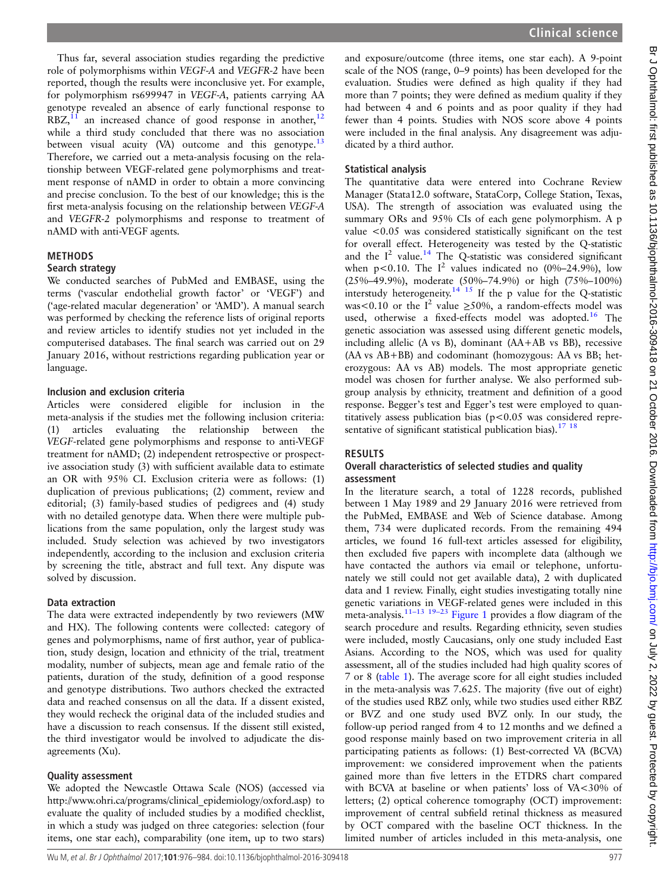Thus far, several association studies regarding the predictive role of polymorphisms within *VEGF-A* and *VEGFR-2* have been reported, though the results were inconclusive yet. For example, for polymorphism rs699947 in *VEGF-A*, patients carrying AA genotype revealed an absence of early functional response to RBZ,[11] an increased chance of good response in another,[12] while a third study concluded that there was no association between visual acuity (VA) outcome and this genotype.[13] Therefore, we carried out a meta-analysis focusing on the relationship between VEGF-related gene polymorphisms and treatment response of nAMD in order to obtain a more convincing and precise conclusion. To the best of our knowledge; this is the first meta-analysis focusing on the relationship between *VEGF-A* and *VEGFR-2* polymorphisms and response to treatment of nAMD with anti-VEGF agents.

## METHODS

### Search strategy

We conducted searches of PubMed and EMBASE, using the terms ('vascular endothelial growth factor' or 'VEGF') and ('age-related macular degeneration' or 'AMD'). A manual search was performed by checking the reference lists of original reports and review articles to identify studies not yet included in the computerised databases. The final search was carried out on 29 January 2016, without restrictions regarding publication year or language.

### Inclusion and exclusion criteria

Articles were considered eligible for inclusion in the meta-analysis if the studies met the following inclusion criteria: (1) articles evaluating the relationship between the *VEGF*-related gene polymorphisms and response to anti-VEGF treatment for nAMD; (2) independent retrospective or prospective association study (3) with sufficient available data to estimate an OR with 95% CI. Exclusion criteria were as follows: (1) duplication of previous publications; (2) comment, review and editorial; (3) family-based studies of pedigrees and (4) study with no detailed genotype data. When there were multiple publications from the same population, only the largest study was included. Study selection was achieved by two investigators independently, according to the inclusion and exclusion criteria by screening the title, abstract and full text. Any dispute was solved by discussion.

### Data extraction

The data were extracted independently by two reviewers (MW and HX). The following contents were collected: category of genes and polymorphisms, name of first author, year of publication, study design, location and ethnicity of the trial, treatment modality, number of subjects, mean age and female ratio of the patients, duration of the study, definition of a good response and genotype distributions. Two authors checked the extracted data and reached consensus on all the data. If a dissent existed, they would recheck the original data of the included studies and have a discussion to reach consensus. If the dissent still existed, the third investigator would be involved to adjudicate the disagreements (Xu).

### Quality assessment

We adopted the Newcastle Ottawa Scale (NOS) (accessed via http://www.ohri.ca/programs/clinical_epidemiology/oxford.asp) to evaluate the quality of included studies by a modified checklist, in which a study was judged on three categories: selection (four items, one star each), comparability (one item, up to two stars) and exposure/outcome (three items, one star each). A 9-point scale of the NOS (range, 0–9 points) has been developed for the evaluation. Studies were defined as high quality if they had more than 7 points; they were defined as medium quality if they had between 4 and 6 points and as poor quality if they had fewer than 4 points. Studies with NOS score above 4 points were included in the final analysis. Any disagreement was adjudicated by a third author.

### Statistical analysis

The quantitative data were entered into Cochrane Review Manager (Stata12.0 software, StataCorp, College Station, Texas, USA). The strength of association was evaluated using the summary ORs and 95% CIs of each gene polymorphism. A p value $<0.05$ was considered statistically significant on the test for overall effect. Heterogeneity was tested by the Q-statistic and the $I^2$ value.[14] The Q-statistic was considered significant when $p<0.10$. The $I^2$ values indicated no (0%–24.9%), low (25%–49.9%), moderate (50%–74.9%) or high (75%–100%) interstudy heterogeneity.[14,15] If the p value for the Q-statistic was $<0.10$ or the $I^2$ value $\geq 50\%$, a random-effects model was used, otherwise a fixed-effects model was adopted.[16] The genetic association was assessed using different genetic models, including allelic (A vs B), dominant (AA+AB vs BB), recessive (AA vs AB+BB) and codominant (homozygous: AA vs BB; heterozygous: AA vs AB) models. The most appropriate genetic model was chosen for further analyse. We also performed subgroup analysis by ethnicity, treatment and definition of a good response. Begger's test and Egger's test were employed to quantitatively assess publication bias ($p<0.05$ was considered representative of significant statistical publication bias).[17,18]

## RESULTS

### Overall characteristics of selected studies and quality assessment

In the literature search, a total of 1228 records, published between 1 May 1989 and 29 January 2016 were retrieved from the PubMed, EMBASE and Web of Science database. Among them, 734 were duplicated records. From the remaining 494 articles, we found 16 full-text articles assessed for eligibility, then excluded five papers with incomplete data (although we have contacted the authors via email or telephone, unfortunately we still could not get available data), 2 with duplicated data and 1 review. Finally, eight studies investigating totally nine genetic variations in VEGF-related genes were included in this meta-analysis.[11–13,19–23] Figure 1 provides a flow diagram of the search procedure and results. Regarding ethnicity, seven studies were included, mostly Caucasians, only one study included East Asians. According to the NOS, which was used for quality assessment, all of the studies included had high quality scores of 7 or 8 (table 1). The average score for all eight studies included in the meta-analysis was 7.625. The majority (five out of eight) of the studies used RBZ only, while two studies used either RBZ or BVZ and one study used BVZ only. In our study, the follow-up period ranged from 4 to 12 months and we defined a good response mainly based on two improvement criteria in all participating patients as follows: (1) Best-corrected VA (BCVA) improvement: we considered improvement when the patients gained more than five letters in the ETDRS chart compared with BCVA at baseline or when patients' loss of VA<30% of letters; (2) optical coherence tomography (OCT) improvement: improvement of central subfield retinal thickness as measured by OCT compared with the baseline OCT thickness. In the limited number of articles included in this meta-analysis, one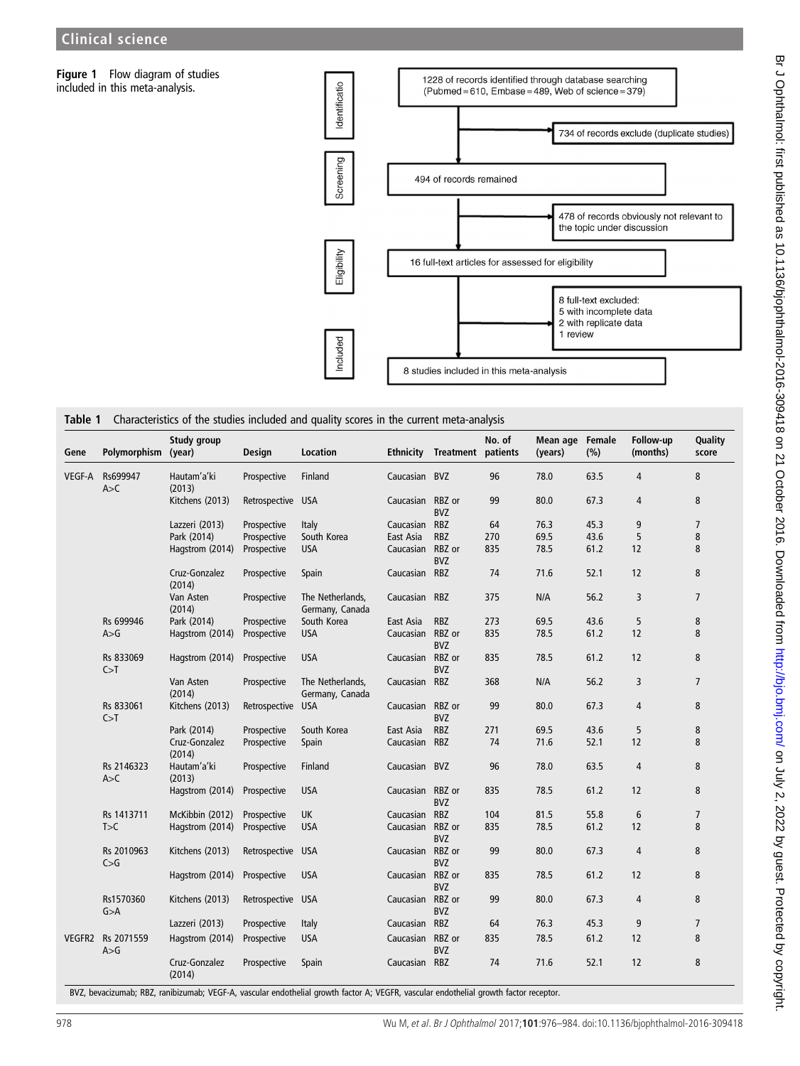**Figure 1** Flow diagram of studies included in this meta-analysis.

Identification: 1228 of records identified through database searching (Pubmed=610, Embase=489, Web of science=379)

734 of records exclude (duplicate studies)

Screening: 494 of records remained

478 of records obviously not relevant to the topic under discussion

Eligibility: 16 full-text articles for assessed for eligibility

8 full-text excluded:
5 with incomplete data
2 with replicate data
1 review

Included: 8 studies included in this meta-analysis

**Table 1** Characteristics of the studies included and quality scores in the current meta-analysis

| Gene | Polymorphism | Study group (year) | Design | Location | Ethnicity | Treatment | No. of patients | Mean age (years) | Female (%) | Follow-up (months) | Quality score |
|---|---|---|---|---|---|---|---|---|---|---|---|
| VEGF-A | Rs699947 A>C | Hautam'a'ki (2013) | Prospective | Finland | Caucasian | BVZ | 96 | 78.0 | 63.5 | 4 | 8 |
| | | Kitchens (2013) | Retrospective | USA | Caucasian | RBZ or BVZ | 99 | 80.0 | 67.3 | 4 | 8 |
| | | Lazzeri (2013) | Prospective | Italy | Caucasian | RBZ | 64 | 76.3 | 45.3 | 9 | 7 |
| | | Park (2014) | Prospective | South Korea | East Asia | RBZ | 270 | 69.5 | 43.6 | 5 | 8 |
| | | Hagstrom (2014) | Prospective | USA | Caucasian | RBZ or BVZ | 835 | 78.5 | 61.2 | 12 | 8 |
| | | Cruz-Gonzalez (2014) | Prospective | Spain | Caucasian | RBZ | 74 | 71.6 | 52.1 | 12 | 8 |
| | | Van Asten (2014) | Prospective | The Netherlands, Germany, Canada | Caucasian | RBZ | 375 | N/A | 56.2 | 3 | 7 |
| | Rs 699946 A>G | Park (2014) | Prospective | South Korea | East Asia | RBZ | 273 | 69.5 | 43.6 | 5 | 8 |
| | | Hagstrom (2014) | Prospective | USA | Caucasian | RBZ or BVZ | 835 | 78.5 | 61.2 | 12 | 8 |
| | Rs 833069 C>T | Hagstrom (2014) | Prospective | USA | Caucasian | RBZ or BVZ | 835 | 78.5 | 61.2 | 12 | 8 |
| | | Van Asten (2014) | Prospective | The Netherlands, Germany, Canada | Caucasian | RBZ | 368 | N/A | 56.2 | 3 | 7 |
| | Rs 833061 C>T | Kitchens (2013) | Retrospective | USA | Caucasian | RBZ or BVZ | 99 | 80.0 | 67.3 | 4 | 8 |
| | | Park (2014) | Prospective | South Korea | East Asia | RBZ | 271 | 69.5 | 43.6 | 5 | 8 |
| | | Cruz-Gonzalez (2014) | Prospective | Spain | Caucasian | RBZ | 74 | 71.6 | 52.1 | 12 | 8 |
| | Rs 2146323 A>C | Hautam'a'ki (2013) | Prospective | Finland | Caucasian | BVZ | 96 | 78.0 | 63.5 | 4 | 8 |
| | | Hagstrom (2014) | Prospective | USA | Caucasian | RBZ or BVZ | 835 | 78.5 | 61.2 | 12 | 8 |
| | Rs 1413711 T>C | McKibbin (2012) | Prospective | UK | Caucasian | RBZ | 104 | 81.5 | 55.8 | 6 | 7 |
| | | Hagstrom (2014) | Prospective | USA | Caucasian | RBZ or BVZ | 835 | 78.5 | 61.2 | 12 | 8 |
| | Rs 2010963 C>G | Kitchens (2013) | Retrospective | USA | Caucasian | RBZ or BVZ | 99 | 80.0 | 67.3 | 4 | 8 |
| | | Hagstrom (2014) | Prospective | USA | Caucasian | RBZ or BVZ | 835 | 78.5 | 61.2 | 12 | 8 |
| | Rs1570360 G>A | Kitchens (2013) | Retrospective | USA | Caucasian | RBZ or BVZ | 99 | 80.0 | 67.3 | 4 | 8 |
| | | Lazzeri (2013) | Prospective | Italy | Caucasian | RBZ | 64 | 76.3 | 45.3 | 9 | 7 |
| VEGFR2 | Rs 2071559 A>G | Hagstrom (2014) | Prospective | USA | Caucasian | RBZ or BVZ | 835 | 78.5 | 61.2 | 12 | 8 |
| | | Cruz-Gonzalez (2014) | Prospective | Spain | Caucasian | RBZ | 74 | 71.6 | 52.1 | 12 | 8 |

BVZ, bevacizumab; RBZ, ranibizumab; VEGF-A, vascular endothelial growth factor A; VEGFR, vascular endothelial growth factor receptor.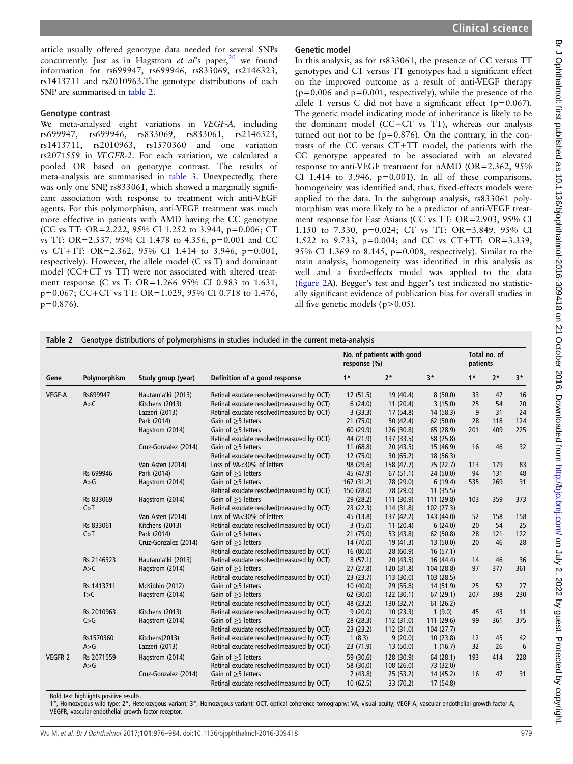article usually offered genotype data needed for several SNPs concurrently. Just as in Hagstrom *et al*'s paper,[20] we found information for rs699947, rs699946, rs833069, rs2146323, rs1413711 and rs2010963.The genotype distributions of each SNP are summarised in table 2.

### Genotype contrast

We meta-analysed eight variations in *VEGF-A*, including rs699947, rs699946, rs833069, rs833061, rs2146323, rs1413711, rs2010963, rs1570360 and one variation rs2071559 in *VEGFR-2*. For each variation, we calculated a pooled OR based on genotype contrast. The results of meta-analysis are summarised in table 3. Unexpectedly, there was only one SNP, rs833061, which showed a marginally significant association with response to treatment with anti-VEGF agents. For this polymorphism, anti-VEGF treatment was much more effective in patients with AMD having the CC genotype (CC vs TT: OR=2.222, 95% CI 1.252 to 3.944, p=0.006; CT vs TT: OR=2.537, 95% CI 1.478 to 4.356, p=0.001 and CC vs CT+TT: OR=2.362, 95% CI 1.414 to 3.946, p=0.001, respectively). However, the allele model (C vs T) and dominant model (CC+CT vs TT) were not associated with altered treatment response (C vs T: OR=1.266 95% CI 0.983 to 1.631, p=0.067; CC+CT vs TT: OR=1.029, 95% CI 0.718 to 1.476, p=0.876).

### Genetic model

In this analysis, as for rs833061, the presence of CC versus TT genotypes and CT versus TT genotypes had a significant effect on the improved outcome as a result of anti-VEGF therapy (p=0.006 and p=0.001, respectively), while the presence of the allele T versus C did not have a significant effect (p=0.067). The genetic model indicating mode of inheritance is likely to be the dominant model (CC+CT vs TT), whereas our analysis turned out not to be (p=0.876). On the contrary, in the contrasts of the CC versus CT+TT model, the patients with the CC genotype appeared to be associated with an elevated response to anti-VEGF treatment for nAMD (OR=2.362, 95% CI 1.414 to 3.946, p=0.001). In all of these comparisons, homogeneity was identified and, thus, fixed-effects models were applied to the data. In the subgroup analysis, rs833061 polymorphism was more likely to be a predictor of anti-VEGF treatment response for East Asians (CC vs TT: OR=2.903, 95% CI 1.150 to 7.330, p=0.024; CT vs TT: OR=3.849, 95% CI 1.522 to 9.733, p=0.004; and CC vs CT+TT: OR=3.339, 95% CI 1.369 to 8.145, p=0.008, respectively). Similar to the main analysis, homogeneity was identified in this analysis as well and a fixed-effects model was applied to the data (figure 2A). Begger's test and Egger's test indicated no statistically significant evidence of publication bias for overall studies in all five genetic models (p>0.05).

**Table 2** Genotype distributions of polymorphisms in studies included in the current meta-analysis

| Gene | Polymorphism | Study group (year) | Definition of a good response | No. of patients with good response (%) | | | Total no. of patients | | |
|---|---|---|---|---|---|---|---|---|---|
| | | | | 1* | 2* | 3* | 1* | 2* | 3* |
| VEGF-A | Rs699947 A>C | Hautam'a'ki (2013) | Retinal exudate resolved(measured by OCT) | 17 (51.5) | 19 (40.4) | 8 (50.0) | 33 | 47 | 16 |
| | | Kitchens (2013) | Retinal exudate resolved(measured by OCT) | 6 (24.0) | 11 (20.4) | 3 (15.0) | 25 | 54 | 20 |
| | | Lazzeri (2013) | Retinal exudate resolved(measured by OCT) | 3 (33.3) | 17 (54.8) | 14 (58.3) | 9 | 31 | 24 |
| | | Park (2014) | Gain of ≥5 letters | 21 (75.0) | 50 (42.4) | 62 (50.0) | 28 | 118 | 124 |
| | | Hagstrom (2014) | Gain of ≥5 letters | 60 (29.9) | 126 (30.8) | 65 (28.9) | 201 | 409 | 225 |
| | | | Retinal exudate resolved(measured by OCT) | 44 (21.9) | 137 (33.5) | 58 (25.8) | | | |
| | | Cruz-Gonzalez (2014) | Gain of ≥5 letters | 11 (68.8) | 20 (43.5) | 15 (46.9) | 16 | 46 | 32 |
| | | | Retinal exudate resolved(measured by OCT) | 12 (75.0) | 30 (65.2) | 18 (56.3) | | | |
| | | Van Asten (2014) | Loss of VA<30% of letters | 98 (29.6) | 158 (47.7) | 75 (22.7) | 113 | 179 | 83 |
| | Rs 699946 A>G | Park (2014) | Gain of ≥5 letters | 45 (47.9) | 67 (51.1) | 24 (50.0) | 94 | 131 | 48 |
| | | Hagstrom (2014) | Gain of ≥5 letters | 167 (31.2) | 78 (29.0) | 6 (19.4) | 535 | 269 | 31 |
| | | | Retinal exudate resolved(measured by OCT) | 150 (28.0) | 78 (29.0) | 11 (35.5) | | | |
| | Rs 833069 C>T | Hagstrom (2014) | Gain of ≥5 letters | 29 (28.2) | 111 (30.9) | 111 (29.8) | 103 | 359 | 373 |
| | | | Retinal exudate resolved(measured by OCT) | 23 (22.3) | 114 (31.8) | 102 (27.3) | | | |
| | | Van Asten (2014) | Loss of VA<30% of letters | 45 (13.8) | 137 (42.2) | 143 (44.0) | 52 | 158 | 158 |
| | Rs 833061 C>T | Kitchens (2013) | Retinal exudate resolved(measured by OCT) | 3 (15.0) | 11 (20.4) | 6 (24.0) | 20 | 54 | 25 |
| | | Park (2014) | Gain of ≥5 letters | 21 (75.0) | 53 (43.8) | 62 (50.8) | 28 | 121 | 122 |
| | | Cruz-Gonzalez (2014) | Gain of ≥5 letters | 14 (70.0) | 19 (41.3) | 13 (50.0) | 20 | 46 | 28 |
| | | | Retinal exudate resolved(measured by OCT) | 16 (80.0) | 28 (60.9) | 16 (57.1) | | | |
| | Rs 2146323 A>C | Hautam'a'ki (2013) | Retinal exudate resolved(measured by OCT) | 8 (57.1) | 20 (43.5) | 16 (44.4) | 14 | 46 | 36 |
| | | Hagstrom (2014) | Gain of ≥5 letters | 27 (27.8) | 120 (31.8) | 104 (28.8) | 97 | 377 | 361 |
| | | | Retinal exudate resolved(measured by OCT) | 23 (23.7) | 113 (30.0) | 103 (28.5) | | | |
| | Rs 1413711 T>C | McKibbin (2012) | Gain of ≥5 letters | 10 (40.0) | 29 (55.8) | 14 (51.9) | 25 | 52 | 27 |
| | | Hagstrom (2014) | Gain of ≥5 letters | 62 (30.0) | 122 (30.1) | 67 (29.1) | 207 | 398 | 230 |
| | | | Retinal exudate resolved(measured by OCT) | 48 (23.2) | 130 (32.7) | 61 (26.2) | | | |
| | Rs 2010963 C>G | Kitchens (2013) | Retinal exudate resolved(measured by OCT) | 9 (20.0) | 10 (23.3) | 1 (9.0) | 45 | 43 | 11 |
| | | Hagstrom (2014) | Gain of ≥5 letters | 28 (28.3) | 112 (31.0) | 111 (29.6) | 99 | 361 | 375 |
| | | | Retinal exudate resolved(measured by OCT) | 23 (23.2) | 112 (31.0) | 104 (27.7) | | | |
| | Rs1570360 A>G | Kitchens(2013) | Retinal exudate resolved(measured by OCT) | 1 (8.3) | 9 (20.0) | 10 (23.8) | 12 | 45 | 42 |
| | | Lazzeri (2013) | Retinal exudate resolved(measured by OCT) | 23 (71.9) | 13 (50.0) | 1 (16.7) | 32 | 26 | 6 |
| VEGFR 2 | Rs 2071559 A>G | Hagstrom (2014) | Gain of ≥5 letters | 59 (30.6) | 128 (30.9) | 64 (28.1) | 193 | 414 | 228 |
| | | | Retinal exudate resolved(measured by OCT) | 58 (30.0) | 108 (26.0) | 73 (32.0) | | | |
| | | Cruz-Gonzalez (2014) | Gain of ≥5 letters | 7 (43.8) | 25 (53.2) | 14 (45.2) | 16 | 47 | 31 |
| | | | Retinal exudate resolved(measured by OCT) | 10 (62.5) | 33 (70.2) | 17 (54.8) | | | |

Bold text highlights positive results.
1*, Homozygous wild type; 2*, Heterozygous variant; 3*, Homozygous variant; OCT, optical coherence tomography; VA, visual acuity; VEGF-A, vascular endothelial growth factor A; VEGFR, vascular endothelial growth factor receptor.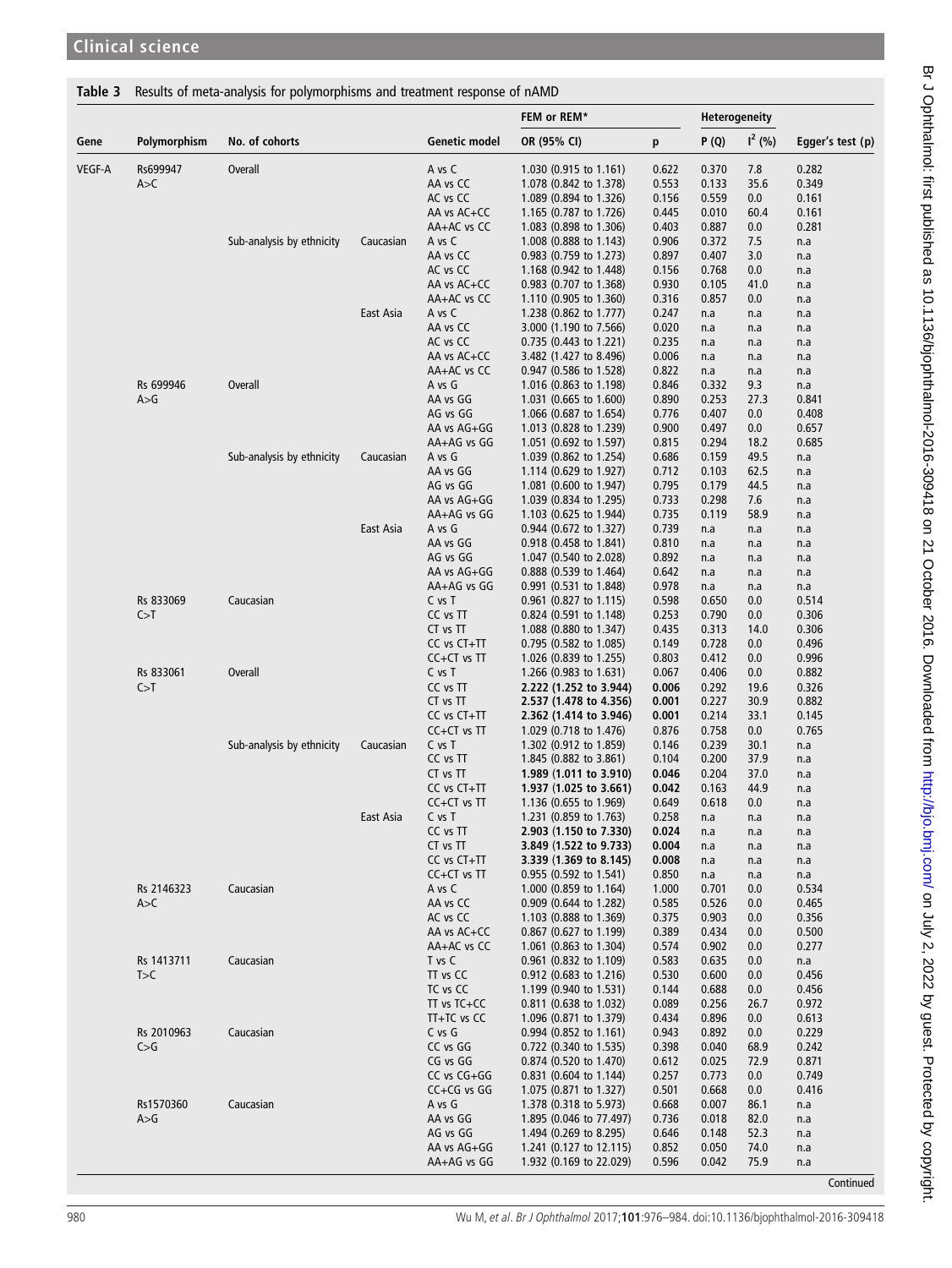**Table 3** Results of meta-analysis for polymorphisms and treatment response of nAMD

| Gene | Polymorphism | No. of cohorts | | Genetic model | FEM or REM* | | Heterogeneity | | |
|---|---|---|---|---|---|---|---|---|---|
| | | | | | OR (95% CI) | p | P (Q) | $I^2$ (%) | Egger's test (p) |
| VEGF-A | Rs699947 A>C | Overall | | A vs C | 1.030 (0.915 to 1.161) | 0.622 | 0.370 | 7.8 | 0.282 |
| | | | | AA vs CC | 1.078 (0.842 to 1.378) | 0.553 | 0.133 | 35.6 | 0.349 |
| | | | | AC vs CC | 1.089 (0.894 to 1.326) | 0.156 | 0.559 | 0.0 | 0.161 |
| | | | | AA vs AC+CC | 1.165 (0.787 to 1.726) | 0.445 | 0.010 | 60.4 | 0.161 |
| | | | | AA+AC vs CC | 1.083 (0.898 to 1.306) | 0.403 | 0.887 | 0.0 | 0.281 |
| | | Sub-analysis by ethnicity | Caucasian | A vs C | 1.008 (0.888 to 1.143) | 0.906 | 0.372 | 7.5 | n.a |
| | | | | AA vs CC | 0.983 (0.759 to 1.273) | 0.897 | 0.407 | 3.0 | n.a |
| | | | | AC vs CC | 1.168 (0.942 to 1.448) | 0.156 | 0.768 | 0.0 | n.a |
| | | | | AA vs AC+CC | 0.983 (0.707 to 1.368) | 0.930 | 0.105 | 41.0 | n.a |
| | | | | AA+AC vs CC | 1.110 (0.905 to 1.360) | 0.316 | 0.857 | 0.0 | n.a |
| | | | East Asia | A vs C | 1.238 (0.862 to 1.777) | 0.247 | n.a | n.a | n.a |
| | | | | AA vs CC | 3.000 (1.190 to 7.566) | 0.020 | n.a | n.a | n.a |
| | | | | AC vs CC | 0.735 (0.443 to 1.221) | 0.235 | n.a | n.a | n.a |
| | | | | AA vs AC+CC | 3.482 (1.427 to 8.496) | 0.006 | n.a | n.a | n.a |
| | | | | AA+AC vs CC | 0.947 (0.586 to 1.528) | 0.822 | n.a | n.a | n.a |
| | Rs 699946 A>G | Overall | | A vs G | 1.016 (0.863 to 1.198) | 0.846 | 0.332 | 9.3 | n.a |
| | | | | AA vs GG | 1.031 (0.665 to 1.600) | 0.890 | 0.253 | 27.3 | 0.841 |
| | | | | AG vs GG | 1.066 (0.687 to 1.654) | 0.776 | 0.407 | 0.0 | 0.408 |
| | | | | AA vs AG+GG | 1.013 (0.828 to 1.239) | 0.900 | 0.497 | 0.0 | 0.657 |
| | | | | AA+AG vs GG | 1.051 (0.692 to 1.597) | 0.815 | 0.294 | 18.2 | 0.685 |
| | | Sub-analysis by ethnicity | Caucasian | A vs G | 1.039 (0.862 to 1.254) | 0.686 | 0.159 | 49.5 | n.a |
| | | | | AA vs GG | 1.114 (0.629 to 1.927) | 0.712 | 0.103 | 62.5 | n.a |
| | | | | AG vs GG | 1.081 (0.600 to 1.947) | 0.795 | 0.179 | 44.5 | n.a |
| | | | | AA vs AG+GG | 1.039 (0.834 to 1.295) | 0.733 | 0.298 | 7.6 | n.a |
| | | | | AA+AG vs GG | 1.103 (0.625 to 1.944) | 0.735 | 0.119 | 58.9 | n.a |
| | | | East Asia | A vs G | 0.944 (0.672 to 1.327) | 0.739 | n.a | n.a | n.a |
| | | | | AA vs GG | 0.918 (0.458 to 1.841) | 0.810 | n.a | n.a | n.a |
| | | | | AG vs GG | 1.047 (0.540 to 2.028) | 0.892 | n.a | n.a | n.a |
| | | | | AA vs AG+GG | 0.888 (0.539 to 1.464) | 0.642 | n.a | n.a | n.a |
| | | | | AA+AG vs GG | 0.991 (0.531 to 1.848) | 0.978 | n.a | n.a | n.a |
| | Rs 833069 C>T | Caucasian | | C vs T | 0.961 (0.827 to 1.115) | 0.598 | 0.650 | 0.0 | 0.514 |
| | | | | CC vs TT | 0.824 (0.591 to 1.148) | 0.253 | 0.790 | 0.0 | 0.306 |
| | | | | CT vs TT | 1.088 (0.880 to 1.347) | 0.435 | 0.313 | 14.0 | 0.306 |
| | | | | CC vs CT+TT | 0.795 (0.582 to 1.085) | 0.149 | 0.728 | 0.0 | 0.496 |
| | | | | CC+CT vs TT | 1.026 (0.839 to 1.255) | 0.803 | 0.412 | 0.0 | 0.996 |
| | Rs 833061 C>T | Overall | | C vs T | 1.266 (0.983 to 1.631) | 0.067 | 0.406 | 0.0 | 0.882 |
| | | | | CC vs TT | **2.222 (1.252 to 3.944)** | **0.006** | 0.292 | 19.6 | 0.326 |
| | | | | CT vs TT | **2.537 (1.478 to 4.356)** | **0.001** | 0.227 | 30.9 | 0.882 |
| | | | | CC vs CT+TT | **2.362 (1.414 to 3.946)** | **0.001** | 0.214 | 33.1 | 0.145 |
| | | | | CC+CT vs TT | 1.029 (0.718 to 1.476) | 0.876 | 0.758 | 0.0 | 0.765 |
| | | Sub-analysis by ethnicity | Caucasian | C vs T | 1.302 (0.912 to 1.859) | 0.146 | 0.239 | 30.1 | n.a |
| | | | | CC vs TT | 1.845 (0.882 to 3.861) | 0.104 | 0.200 | 37.9 | n.a |
| | | | | CT vs TT | **1.989 (1.011 to 3.910)** | **0.046** | 0.204 | 37.0 | n.a |
| | | | | CC vs CT+TT | **1.937 (1.025 to 3.661)** | **0.042** | 0.163 | 44.9 | n.a |
| | | | | CC+CT vs TT | 1.136 (0.655 to 1.969) | 0.649 | 0.618 | 0.0 | n.a |
| | | | East Asia | C vs T | 1.231 (0.859 to 1.763) | 0.258 | n.a | n.a | n.a |
| | | | | CC vs TT | **2.903 (1.150 to 7.330)** | **0.024** | n.a | n.a | n.a |
| | | | | CT vs TT | **3.849 (1.522 to 9.733)** | **0.004** | n.a | n.a | n.a |
| | | | | CC vs CT+TT | **3.339 (1.369 to 8.145)** | **0.008** | n.a | n.a | n.a |
| | | | | CC+CT vs TT | 0.955 (0.592 to 1.541) | 0.850 | n.a | n.a | n.a |
| | Rs 2146323 A>C | Caucasian | | A vs C | 1.000 (0.859 to 1.164) | 1.000 | 0.701 | 0.0 | 0.534 |
| | | | | AA vs CC | 0.909 (0.644 to 1.282) | 0.585 | 0.526 | 0.0 | 0.465 |
| | | | | AC vs CC | 1.103 (0.888 to 1.369) | 0.375 | 0.903 | 0.0 | 0.356 |
| | | | | AA vs AC+CC | 0.867 (0.627 to 1.199) | 0.389 | 0.434 | 0.0 | 0.500 |
| | | | | AA+AC vs CC | 1.061 (0.863 to 1.304) | 0.574 | 0.902 | 0.0 | 0.277 |
| | Rs 1413711 T>C | Caucasian | | T vs C | 0.961 (0.832 to 1.109) | 0.583 | 0.635 | 0.0 | n.a |
| | | | | TT vs CC | 0.912 (0.683 to 1.216) | 0.530 | 0.600 | 0.0 | 0.456 |
| | | | | TC vs CC | 1.199 (0.940 to 1.531) | 0.144 | 0.688 | 0.0 | 0.456 |
| | | | | TT vs TC+CC | 0.811 (0.638 to 1.032) | 0.089 | 0.256 | 26.7 | 0.972 |
| | | | | TT+TC vs CC | 1.096 (0.871 to 1.379) | 0.434 | 0.896 | 0.0 | 0.613 |
| | Rs 2010963 C>G | Caucasian | | C vs G | 0.994 (0.852 to 1.161) | 0.943 | 0.892 | 0.0 | 0.229 |
| | | | | CC vs GG | 0.722 (0.340 to 1.535) | 0.398 | 0.040 | 68.9 | 0.242 |
| | | | | CG vs GG | 0.874 (0.520 to 1.470) | 0.612 | 0.025 | 72.9 | 0.871 |
| | | | | CC vs CG+GG | 0.831 (0.604 to 1.144) | 0.257 | 0.773 | 0.0 | 0.749 |
| | | | | CC+CG vs GG | 1.075 (0.871 to 1.327) | 0.501 | 0.668 | 0.0 | 0.416 |
| | Rs1570360 A>G | Caucasian | | A vs G | 1.378 (0.318 to 5.973) | 0.668 | 0.007 | 86.1 | n.a |
| | | | | AA vs GG | 1.895 (0.046 to 77.497) | 0.736 | 0.018 | 82.0 | n.a |
| | | | | AG vs GG | 1.494 (0.269 to 8.295) | 0.646 | 0.148 | 52.3 | n.a |
| | | | | AA vs AG+GG | 1.241 (0.127 to 12.115) | 0.852 | 0.050 | 74.0 | n.a |
| | | | | AA+AG vs GG | 1.932 (0.169 to 22.029) | 0.596 | 0.042 | 75.9 | n.a |

Continued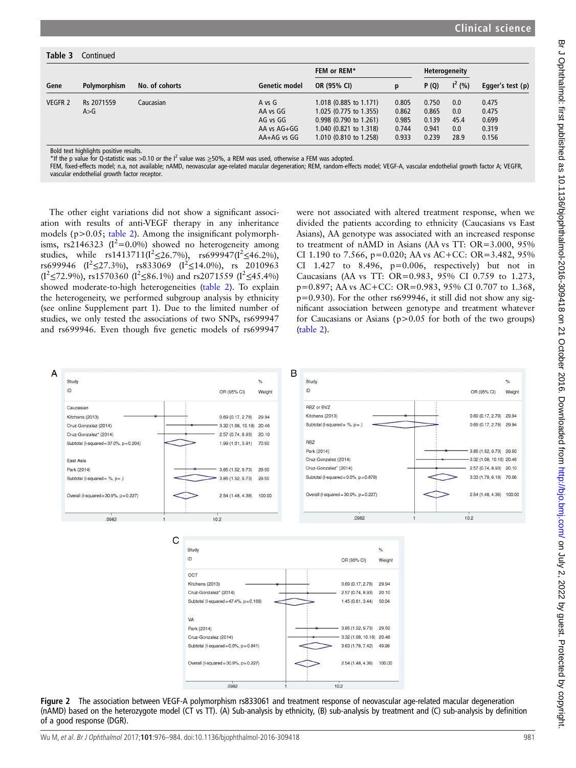**Table 3** Continued

| Gene | Polymorphism | No. of cohorts | Genetic model | FEM or REM* OR (95% CI) | p | Heterogeneity P (Q) | $I^2$ (%) | Egger's test (p) |
|---|---|---|---|---|---|---|---|---|
| VEGFR 2 | Rs 2071559 A>G | Caucasian | A vs G | 1.018 (0.885 to 1.171) | 0.805 | 0.750 | 0.0 | 0.475 |
| | | | AA vs GG | 1.025 (0.775 to 1.355) | 0.862 | 0.865 | 0.0 | 0.475 |
| | | | AG vs GG | 0.998 (0.790 to 1.261) | 0.985 | 0.139 | 45.4 | 0.699 |
| | | | AA vs AG+GG | 1.040 (0.821 to 1.318) | 0.744 | 0.941 | 0.0 | 0.319 |
| | | | AA+AG vs GG | 1.010 (0.810 to 1.258) | 0.933 | 0.239 | 28.9 | 0.156 |

Bold text highlights positive results.
*If the p value for Q-statistic was >0.10 or the $I^2$ value was ≥50%, a REM was used, otherwise a FEM was adopted.
FEM, fixed-effects model; n.a, not available; nAMD, neovascular age-related macular degeneration; REM, random-effects model; VEGF-A, vascular endothelial growth factor A; VEGFR, vascular endothelial growth factor receptor.

The other eight variations did not show a significant association with results of anti-VEGF therapy in any inheritance models (p>0.05; table 2). Among the insignificant polymorphisms, rs2146323 ($I^2$=0.0%) showed no heterogeneity among studies, while rs1413711($I^2$≤26.7%), rs699947($I^2$≤46.2%), rs699946 ($I^2$≤27.3%), rs833069 ($I^2$≤14.0%), rs 2010963 ($I^2$≤72.9%), rs1570360 ($I^2$≤86.1%) and rs2071559 ($I^2$≤45.4%) showed moderate-to-high heterogeneities (table 2). To explain the heterogeneity, we performed subgroup analysis by ethnicity (see online Supplement part 1). Due to the limited number of studies, we only tested the associations of two SNPs, rs699947 and rs699946. Even though five genetic models of rs699947 were not associated with altered treatment response, when we divided the patients according to ethnicity (Caucasians vs East Asians), AA genotype was associated with an increased response to treatment of nAMD in Asians (AA vs TT: OR=3.000, 95% CI 1.190 to 7.566, p=0.020; AA vs AC+CC: OR=3.482, 95% CI 1.427 to 8.496, p=0.006, respectively) but not in Caucasians (AA vs TT: OR=0.983, 95% CI 0.759 to 1.273, p=0.897; AA vs AC+CC: OR=0.983, 95% CI 0.707 to 1.368, p=0.930). For the other rs699946, it still did not show any significant association between genotype and treatment whatever for Caucasians or Asians (p>0.05 for both of the two groups) (table 2).

**Figure 2** The association between VEGF-A polymorphism rs833061 and treatment response of neovascular age-related macular degeneration (nAMD) based on the heterozygote model (CT vs TT). (A) Sub-analysis by ethnicity, (B) sub-analysis by treatment and (C) sub-analysis by definition of a good response (DGR).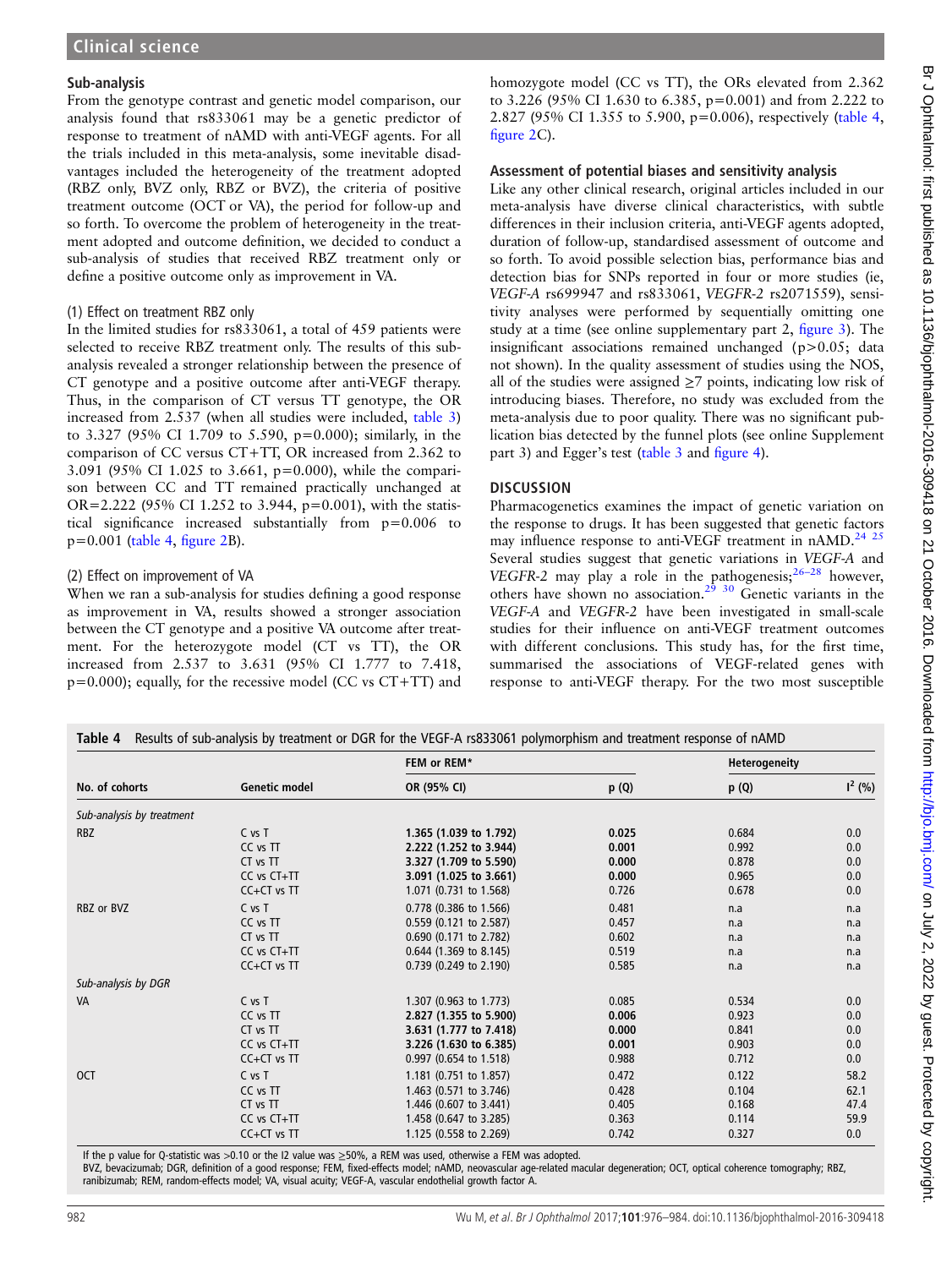### Sub-analysis

From the genotype contrast and genetic model comparison, our analysis found that rs833061 may be a genetic predictor of response to treatment of nAMD with anti-VEGF agents. For all the trials included in this meta-analysis, some inevitable disadvantages included the heterogeneity of the treatment adopted (RBZ only, BVZ only, RBZ or BVZ), the criteria of positive treatment outcome (OCT or VA), the period for follow-up and so forth. To overcome the problem of heterogeneity in the treatment adopted and outcome definition, we decided to conduct a sub-analysis of studies that received RBZ treatment only or define a positive outcome only as improvement in VA.

(1) Effect on treatment RBZ only

In the limited studies for rs833061, a total of 459 patients were selected to receive RBZ treatment only. The results of this sub-analysis revealed a stronger relationship between the presence of CT genotype and a positive outcome after anti-VEGF therapy. Thus, in the comparison of CT versus TT genotype, the OR increased from 2.537 (when all studies were included, table 3) to 3.327 (95% CI 1.709 to 5.590, p=0.000); similarly, in the comparison of CC versus CT+TT, OR increased from 2.362 to 3.091 (95% CI 1.025 to 3.661, p=0.000), while the comparison between CC and TT remained practically unchanged at OR=2.222 (95% CI 1.252 to 3.944, p=0.001), with the statistical significance increased substantially from p=0.006 to p=0.001 (table 4, figure 2B).

(2) Effect on improvement of VA

When we ran a sub-analysis for studies defining a good response as improvement in VA, results showed a stronger association between the CT genotype and a positive VA outcome after treatment. For the heterozygote model (CT vs TT), the OR increased from 2.537 to 3.631 (95% CI 1.777 to 7.418, p=0.000); equally, for the recessive model (CC vs CT+TT) and homozygote model (CC vs TT), the ORs elevated from 2.362 to 3.226 (95% CI 1.630 to 6.385, p=0.001) and from 2.222 to 2.827 (95% CI 1.355 to 5.900, p=0.006), respectively (table 4, figure 2C).

### Assessment of potential biases and sensitivity analysis

Like any other clinical research, original articles included in our meta-analysis have diverse clinical characteristics, with subtle differences in their inclusion criteria, anti-VEGF agents adopted, duration of follow-up, standardised assessment of outcome and so forth. To avoid possible selection bias, performance bias and detection bias for SNPs reported in four or more studies (ie, *VEGF-A* rs699947 and rs833061, *VEGFR-2* rs2071559), sensitivity analyses were performed by sequentially omitting one study at a time (see online supplementary part 2, figure 3). The insignificant associations remained unchanged (p>0.05; data not shown). In the quality assessment of studies using the NOS, all of the studies were assigned ≥7 points, indicating low risk of introducing biases. Therefore, no study was excluded from the meta-analysis due to poor quality. There was no significant publication bias detected by the funnel plots (see online Supplement part 3) and Egger's test (table 3 and figure 4).

## DISCUSSION

Pharmacogenetics examines the impact of genetic variation on the response to drugs. It has been suggested that genetic factors may influence response to anti-VEGF treatment in nAMD.[24 25] Several studies suggest that genetic variations in *VEGF-A* and *VEGFR-2* may play a role in the pathogenesis;[26–28] however, others have shown no association.[29 30] Genetic variants in the *VEGF-A* and *VEGFR-2* have been investigated in small-scale studies for their influence on anti-VEGF treatment outcomes with different conclusions. This study has, for the first time, summarised the associations of VEGF-related genes with response to anti-VEGF therapy. For the two most susceptible

**Table 4** Results of sub-analysis by treatment or DGR for the VEGF-A rs833061 polymorphism and treatment response of nAMD

| No. of cohorts | Genetic model | FEM or REM* | | Heterogeneity | |
|---|---|---|---|---|---|
| | | OR (95% CI) | p (Q) | p (Q) | $I^2$ (%) |
| *Sub-analysis by treatment* | | | | | |
| RBZ | C vs T | **1.365 (1.039 to 1.792)** | **0.025** | 0.684 | 0.0 |
| | CC vs TT | **2.222 (1.252 to 3.944)** | **0.001** | 0.992 | 0.0 |
| | CT vs TT | **3.327 (1.709 to 5.590)** | **0.000** | 0.878 | 0.0 |
| | CC vs CT+TT | **3.091 (1.025 to 3.661)** | **0.000** | 0.965 | 0.0 |
| | CC+CT vs TT | 1.071 (0.731 to 1.568) | 0.726 | 0.678 | 0.0 |
| RBZ or BVZ | C vs T | 0.778 (0.386 to 1.566) | 0.481 | n.a | n.a |
| | CC vs TT | 0.559 (0.121 to 2.587) | 0.457 | n.a | n.a |
| | CT vs TT | 0.690 (0.171 to 2.782) | 0.602 | n.a | n.a |
| | CC vs CT+TT | 0.644 (1.369 to 8.145) | 0.519 | n.a | n.a |
| | CC+CT vs TT | 0.739 (0.249 to 2.190) | 0.585 | n.a | n.a |
| *Sub-analysis by DGR* | | | | | |
| VA | C vs T | 1.307 (0.963 to 1.773) | 0.085 | 0.534 | 0.0 |
| | CC vs TT | **2.827 (1.355 to 5.900)** | **0.006** | 0.923 | 0.0 |
| | CT vs TT | **3.631 (1.777 to 7.418)** | **0.000** | 0.841 | 0.0 |
| | CC vs CT+TT | **3.226 (1.630 to 6.385)** | **0.001** | 0.903 | 0.0 |
| | CC+CT vs TT | 0.997 (0.654 to 1.518) | 0.988 | 0.712 | 0.0 |
| OCT | C vs T | 1.181 (0.751 to 1.857) | 0.472 | 0.122 | 58.2 |
| | CC vs TT | 1.463 (0.571 to 3.746) | 0.428 | 0.104 | 62.1 |
| | CT vs TT | 1.446 (0.607 to 3.441) | 0.405 | 0.168 | 47.4 |
| | CC vs CT+TT | 1.458 (0.647 to 3.285) | 0.363 | 0.114 | 59.9 |
| | CC+CT vs TT | 1.125 (0.558 to 2.269) | 0.742 | 0.327 | 0.0 |

If the p value for Q-statistic was >0.10 or the I2 value was ≥50%, a REM was used, otherwise a FEM was adopted.
BVZ, bevacizumab; DGR, definition of a good response; FEM, fixed-effects model; nAMD, neovascular age-related macular degeneration; OCT, optical coherence tomography; RBZ, ranibizumab; REM, random-effects model; VA, visual acuity; VEGF-A, vascular endothelial growth factor A.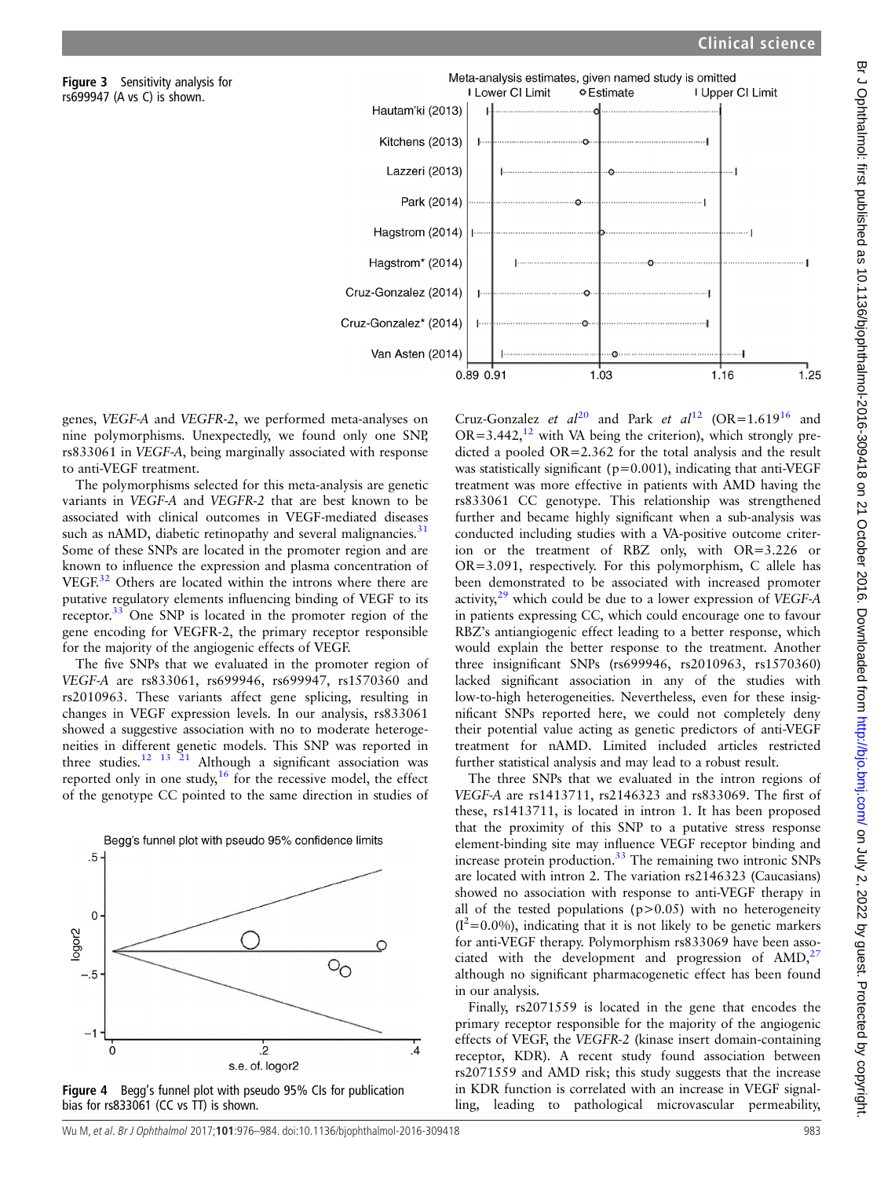Figure 3 Sensitivity analysis for rs699947 (A vs C) is shown.

Figure 4 Begg's funnel plot with pseudo 95% CIs for publication bias for rs833061 (CC vs TT) is shown.

genes, *VEGF-A* and *VEGFR-2*, we performed meta-analyses on nine polymorphisms. Unexpectedly, we found only one SNP, rs833061 in *VEGF-A*, being marginally associated with response to anti-VEGF treatment.

The polymorphisms selected for this meta-analysis are genetic variants in *VEGF-A* and *VEGFR-2* that are best known to be associated with clinical outcomes in VEGF-mediated diseases such as nAMD, diabetic retinopathy and several malignancies.[31] Some of these SNPs are located in the promoter region and are known to influence the expression and plasma concentration of VEGF.[32] Others are located within the introns where there are putative regulatory elements influencing binding of VEGF to its receptor.[33] One SNP is located in the promoter region of the gene encoding for VEGFR-2, the primary receptor responsible for the majority of the angiogenic effects of VEGF.

The five SNPs that we evaluated in the promoter region of *VEGF-A* are rs833061, rs699946, rs699947, rs1570360 and rs2010963. These variants affect gene splicing, resulting in changes in VEGF expression levels. In our analysis, rs833061 showed a suggestive association with no to moderate heterogeneities in different genetic models. This SNP was reported in three studies.[12 13 21] Although a significant association was reported only in one study,[16] for the recessive model, the effect of the genotype CC pointed to the same direction in studies of Cruz-Gonzalez *et al*[20] and Park *et al*[12] (OR=1.619[16] and OR=3.442,[12] with VA being the criterion), which strongly predicted a pooled OR=2.362 for the total analysis and the result was statistically significant (p=0.001), indicating that anti-VEGF treatment was more effective in patients with AMD having the rs833061 CC genotype. This relationship was strengthened further and became highly significant when a sub-analysis was conducted including studies with a VA-positive outcome criterion or the treatment of RBZ only, with OR=3.226 or OR=3.091, respectively. For this polymorphism, C allele has been demonstrated to be associated with increased promoter activity,[29] which could be due to a lower expression of *VEGF-A* in patients expressing CC, which could encourage one to favour RBZ's antiangiogenic effect leading to a better response, which would explain the better response to the treatment. Another three insignificant SNPs (rs699946, rs2010963, rs1570360) lacked significant association in any of the studies with low-to-high heterogeneities. Nevertheless, even for these insignificant SNPs reported here, we could not completely deny their potential value acting as genetic predictors of anti-VEGF treatment for nAMD. Limited included articles restricted further statistical analysis and may lead to a robust result.

The three SNPs that we evaluated in the intron regions of *VEGF-A* are rs1413711, rs2146323 and rs833069. The first of these, rs1413711, is located in intron 1. It has been proposed that the proximity of this SNP to a putative stress response element-binding site may influence VEGF receptor binding and increase protein production.[33] The remaining two intronic SNPs are located with intron 2. The variation rs2146323 (Caucasians) showed no association with response to anti-VEGF therapy in all of the tested populations ($p>0.05$) with no heterogeneity ($I^2=0.0\%$), indicating that it is not likely to be genetic markers for anti-VEGF therapy. Polymorphism rs833069 have been associated with the development and progression of AMD,[27] although no significant pharmacogenetic effect has been found in our analysis.

Finally, rs2071559 is located in the gene that encodes the primary receptor responsible for the majority of the angiogenic effects of VEGF, the *VEGFR-2* (kinase insert domain-containing receptor, KDR). A recent study found association between rs2071559 and AMD risk; this study suggests that the increase in KDR function is correlated with an increase in VEGF signalling, leading to pathological microvascular permeability,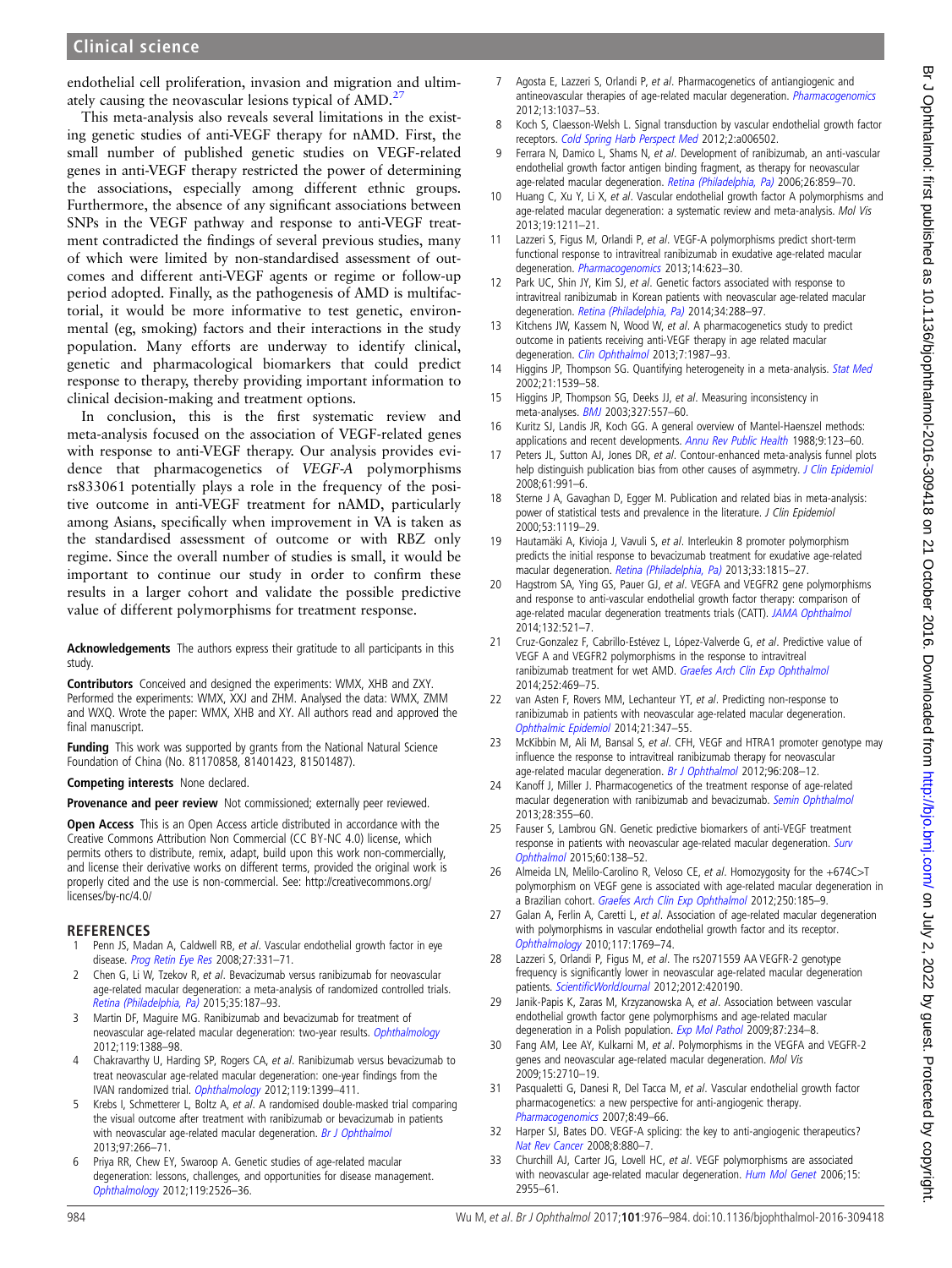endothelial cell proliferation, invasion and migration and ultimately causing the neovascular lesions typical of AMD.[27]

This meta-analysis also reveals several limitations in the existing genetic studies of anti-VEGF therapy for nAMD. First, the small number of published genetic studies on VEGF-related genes in anti-VEGF therapy restricted the power of determining the associations, especially among different ethnic groups. Furthermore, the absence of any significant associations between SNPs in the VEGF pathway and response to anti-VEGF treatment contradicted the findings of several previous studies, many of which were limited by non-standardised assessment of outcomes and different anti-VEGF agents or regime or follow-up period adopted. Finally, as the pathogenesis of AMD is multifactorial, it would be more informative to test genetic, environmental (eg, smoking) factors and their interactions in the study population. Many efforts are underway to identify clinical, genetic and pharmacological biomarkers that could predict response to therapy, thereby providing important information to clinical decision-making and treatment options.

In conclusion, this is the first systematic review and meta-analysis focused on the association of VEGF-related genes with response to anti-VEGF therapy. Our analysis provides evidence that pharmacogenetics of *VEGF-A* polymorphisms rs833061 potentially plays a role in the frequency of the positive outcome in anti-VEGF treatment for nAMD, particularly among Asians, specifically when improvement in VA is taken as the standardised assessment of outcome or with RBZ only regime. Since the overall number of studies is small, it would be important to continue our study in order to confirm these results in a larger cohort and validate the possible predictive value of different polymorphisms for treatment response.

**Acknowledgements** The authors express their gratitude to all participants in this study.

**Contributors** Conceived and designed the experiments: WMX, XHB and ZXY. Performed the experiments: WMX, XXJ and ZHM. Analysed the data: WMX, ZMM and WXQ. Wrote the paper: WMX, XHB and XY. All authors read and approved the final manuscript.

**Funding** This work was supported by grants from the National Natural Science Foundation of China (No. 81170858, 81401423, 81501487).

**Competing interests** None declared.

**Provenance and peer review** Not commissioned; externally peer reviewed.

**Open Access** This is an Open Access article distributed in accordance with the Creative Commons Attribution Non Commercial (CC BY-NC 4.0) license, which permits others to distribute, remix, adapt, build upon this work non-commercially, and license their derivative works on different terms, provided the original work is properly cited and the use is non-commercial. See: http://creativecommons.org/licenses/by-nc/4.0/

## REFERENCES

1. Penn JS, Madan A, Caldwell RB, *et al*. Vascular endothelial growth factor in eye disease. *Prog Retin Eye Res* 2008;27:331–71.
2. Chen G, Li W, Tzekov R, *et al*. Bevacizumab versus ranibizumab for neovascular age-related macular degeneration: a meta-analysis of randomized controlled trials. *Retina (Philadelphia, Pa)* 2015;35:187–93.
3. Martin DF, Maguire MG. Ranibizumab and bevacizumab for treatment of neovascular age-related macular degeneration: two-year results. *Ophthalmology* 2012;119:1388–98.
4. Chakravarthy U, Harding SP, Rogers CA, *et al*. Ranibizumab versus bevacizumab to treat neovascular age-related macular degeneration: one-year findings from the IVAN randomized trial. *Ophthalmology* 2012;119:1399–411.
5. Krebs I, Schmetterer L, Boltz A, *et al*. A randomised double-masked trial comparing the visual outcome after treatment with ranibizumab or bevacizumab in patients with neovascular age-related macular degeneration. *Br J Ophthalmol* 2013;97:266–71.
6. Priya RR, Chew EY, Swaroop A. Genetic studies of age-related macular degeneration: lessons, challenges, and opportunities for disease management. *Ophthalmology* 2012;119:2526–36.
7. Agosta E, Lazzeri S, Orlandi P, *et al*. Pharmacogenetics of antiangiogenic and antineovascular therapies of age-related macular degeneration. *Pharmacogenomics* 2012;13:1037–53.
8. Koch S, Claesson-Welsh L. Signal transduction by vascular endothelial growth factor receptors. *Cold Spring Harb Perspect Med* 2012;2:a006502.
9. Ferrara N, Damico L, Shams N, *et al*. Development of ranibizumab, an anti-vascular endothelial growth factor antigen binding fragment, as therapy for neovascular age-related macular degeneration. *Retina (Philadelphia, Pa)* 2006;26:859–70.
10. Huang C, Xu Y, Li X, *et al*. Vascular endothelial growth factor A polymorphisms and age-related macular degeneration: a systematic review and meta-analysis. *Mol Vis* 2013;19:1211–21.
11. Lazzeri S, Figus M, Orlandi P, *et al*. VEGF-A polymorphisms predict short-term functional response to intravitreal ranibizumab in exudative age-related macular degeneration. *Pharmacogenomics* 2013;14:623–30.
12. Park UC, Shin JY, Kim SJ, *et al*. Genetic factors associated with response to intravitreal ranibizumab in Korean patients with neovascular age-related macular degeneration. *Retina (Philadelphia, Pa)* 2014;34:288–97.
13. Kitchens JW, Kassem N, Wood W, *et al*. A pharmacogenetics study to predict outcome in patients receiving anti-VEGF therapy in age related macular degeneration. *Clin Ophthalmol* 2013;7:1987–93.
14. Higgins JP, Thompson SG. Quantifying heterogeneity in a meta-analysis. *Stat Med* 2002;21:1539–58.
15. Higgins JP, Thompson SG, Deeks JJ, *et al*. Measuring inconsistency in meta-analyses. *BMJ* 2003;327:557–60.
16. Kuritz SJ, Landis JR, Koch GG. A general overview of Mantel-Haenszel methods: applications and recent developments. *Annu Rev Public Health* 1988;9:123–60.
17. Peters JL, Sutton AJ, Jones DR, *et al*. Contour-enhanced meta-analysis funnel plots help distinguish publication bias from other causes of asymmetry. *J Clin Epidemiol* 2008;61:991–6.
18. Sterne J A, Gavaghan D, Egger M. Publication and related bias in meta-analysis: power of statistical tests and prevalence in the literature. *J Clin Epidemiol* 2000;53:1119–29.
19. Hautamäki A, Kivioja J, Vavuli S, *et al*. Interleukin 8 promoter polymorphism predicts the initial response to bevacizumab treatment for exudative age-related macular degeneration. *Retina (Philadelphia, Pa)* 2013;33:1815–27.
20. Hagstrom SA, Ying GS, Pauer GJ, *et al*. VEGFA and VEGFR2 gene polymorphisms and response to anti-vascular endothelial growth factor therapy: comparison of age-related macular degeneration treatments trials (CATT). *JAMA Ophthalmol* 2014;132:521–7.
21. Cruz-Gonzalez F, Cabrillo-Estévez L, López-Valverde G, *et al*. Predictive value of VEGF A and VEGFR2 polymorphisms in the response to intravitreal ranibizumab treatment for wet AMD. *Graefes Arch Clin Exp Ophthalmol* 2014;252:469–75.
22. van Asten F, Rovers MM, Lechanteur YT, *et al*. Predicting non-response to ranibizumab in patients with neovascular age-related macular degeneration. *Ophthalmic Epidemiol* 2014;21:347–55.
23. McKibbin M, Ali M, Bansal S, *et al*. CFH, VEGF and HTRA1 promoter genotype may influence the response to intravitreal ranibizumab therapy for neovascular age-related macular degeneration. *Br J Ophthalmol* 2012;96:208–12.
24. Kanoff J, Miller J. Pharmacogenetics of the treatment response of age-related macular degeneration with ranibizumab and bevacizumab. *Semin Ophthalmol* 2013;28:355–60.
25. Fauser S, Lambrou GN. Genetic predictive biomarkers of anti-VEGF treatment response in patients with neovascular age-related macular degeneration. *Surv Ophthalmol* 2015;60:138–52.
26. Almeida LN, Melilo-Carolino R, Veloso CE, *et al*. Homozygosity for the +674C>T polymorphism on VEGF gene is associated with age-related macular degeneration in a Brazilian cohort. *Graefes Arch Clin Exp Ophthalmol* 2012;250:185–9.
27. Galan A, Ferlin A, Caretti L, *et al*. Association of age-related macular degeneration with polymorphisms in vascular endothelial growth factor and its receptor. *Ophthalmology* 2010;117:1769–74.
28. Lazzeri S, Orlandi P, Figus M, *et al*. The rs2071559 AA VEGFR-2 genotype frequency is significantly lower in neovascular age-related macular degeneration patients. *ScientificWorldJournal* 2012;2012:420190.
29. Janik-Papis K, Zaras M, Krzyzanowska A, *et al*. Association between vascular endothelial growth factor gene polymorphisms and age-related macular degeneration in a Polish population. *Exp Mol Pathol* 2009;87:234–8.
30. Fang AM, Lee AY, Kulkarni M, *et al*. Polymorphisms in the VEGFA and VEGFR-2 genes and neovascular age-related macular degeneration. *Mol Vis* 2009;15:2710–19.
31. Pasqualetti G, Danesi R, Del Tacca M, *et al*. Vascular endothelial growth factor pharmacogenetics: a new perspective for anti-angiogenic therapy. *Pharmacogenomics* 2007;8:49–66.
32. Harper SJ, Bates DO. VEGF-A splicing: the key to anti-angiogenic therapeutics? *Nat Rev Cancer* 2008;8:880–7.
33. Churchill AJ, Carter JG, Lovell HC, *et al*. VEGF polymorphisms are associated with neovascular age-related macular degeneration. *Hum Mol Genet* 2006;15:2955–61.